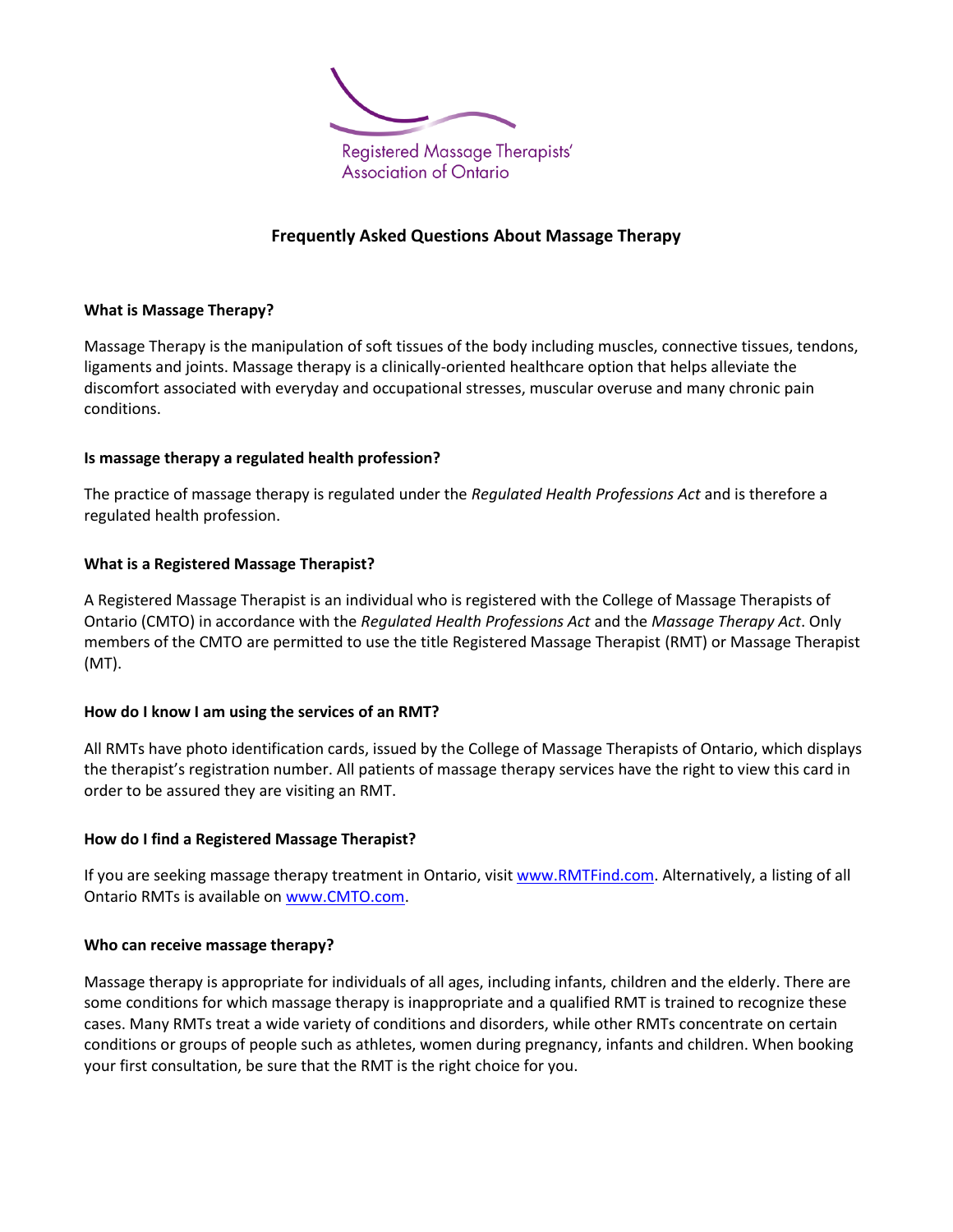Registered Massage Therapists' Association of Ontario

# Frequently Asked Questions About Massage Therapy

**What is Massage Therapy?**

Massage Therapy is the manipulation of soft tissues of the body including muscles, connective tissues, tendons, ligaments and joints. Massage therapy is a clinically-oriented healthcare option that helps alleviate the discomfort associated with everyday and occupational stresses, muscular overuse and many chronic pain conditions.

**Is massage therapy a regulated health profession?**

The practice of massage therapy is regulated under the *Regulated Health Professions Act* and is therefore a regulated health profession.

**What is a Registered Massage Therapist?**

A Registered Massage Therapist is an individual who is registered with the College of Massage Therapists of Ontario (CMTO) in accordance with the *Regulated Health Professions Act* and the *Massage Therapy Act*. Only members of the CMTO are permitted to use the title Registered Massage Therapist (RMT) or Massage Therapist (MT).

**How do I know I am using the services of an RMT?**

All RMTs have photo identification cards, issued by the College of Massage Therapists of Ontario, which displays the therapist's registration number. All patients of massage therapy services have the right to view this card in order to be assured they are visiting an RMT.

**How do I find a Registered Massage Therapist?**

If you are seeking massage therapy treatment in Ontario, visit www.RMTFind.com. Alternatively, a listing of all Ontario RMTs is available on www.CMTO.com.

**Who can receive massage therapy?**

Massage therapy is appropriate for individuals of all ages, including infants, children and the elderly. There are some conditions for which massage therapy is inappropriate and a qualified RMT is trained to recognize these cases. Many RMTs treat a wide variety of conditions and disorders, while other RMTs concentrate on certain conditions or groups of people such as athletes, women during pregnancy, infants and children. When booking your first consultation, be sure that the RMT is the right choice for you.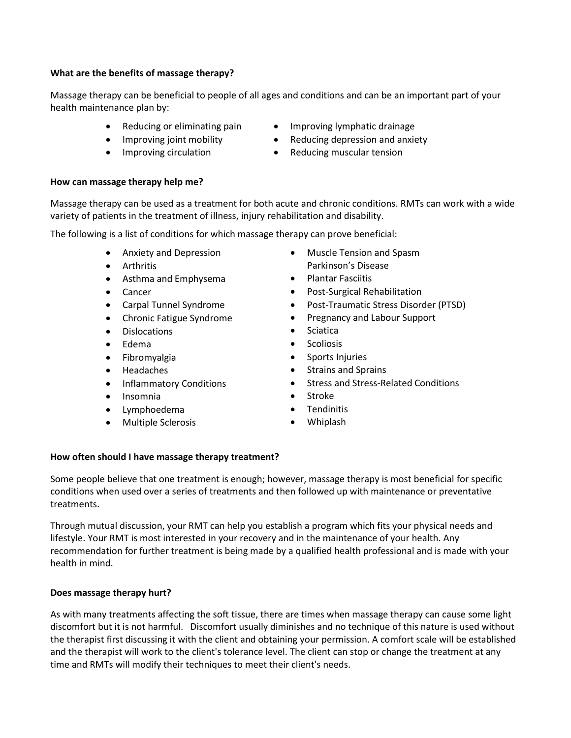**What are the benefits of massage therapy?**

Massage therapy can be beneficial to people of all ages and conditions and can be an important part of your health maintenance plan by:

- Reducing or eliminating pain
- Improving joint mobility
- Improving circulation
- Improving lymphatic drainage
- Reducing depression and anxiety
- Reducing muscular tension

**How can massage therapy help me?**

Massage therapy can be used as a treatment for both acute and chronic conditions. RMTs can work with a wide variety of patients in the treatment of illness, injury rehabilitation and disability.

The following is a list of conditions for which massage therapy can prove beneficial:

- Anxiety and Depression
- Arthritis
- Asthma and Emphysema
- Cancer
- Carpal Tunnel Syndrome
- Chronic Fatigue Syndrome
- Dislocations
- Edema
- Fibromyalgia
- Headaches
- Inflammatory Conditions
- Insomnia
- Lymphoedema
- Multiple Sclerosis
- Muscle Tension and Spasm
  Parkinson's Disease
- Plantar Fasciitis
- Post-Surgical Rehabilitation
- Post-Traumatic Stress Disorder (PTSD)
- Pregnancy and Labour Support
- Sciatica
- Scoliosis
- Sports Injuries
- Strains and Sprains
- Stress and Stress-Related Conditions
- Stroke
- Tendinitis
- Whiplash

**How often should I have massage therapy treatment?**

Some people believe that one treatment is enough; however, massage therapy is most beneficial for specific conditions when used over a series of treatments and then followed up with maintenance or preventative treatments.

Through mutual discussion, your RMT can help you establish a program which fits your physical needs and lifestyle. Your RMT is most interested in your recovery and in the maintenance of your health. Any recommendation for further treatment is being made by a qualified health professional and is made with your health in mind.

**Does massage therapy hurt?**

As with many treatments affecting the soft tissue, there are times when massage therapy can cause some light discomfort but it is not harmful. Discomfort usually diminishes and no technique of this nature is used without the therapist first discussing it with the client and obtaining your permission. A comfort scale will be established and the therapist will work to the client's tolerance level. The client can stop or change the treatment at any time and RMTs will modify their techniques to meet their client's needs.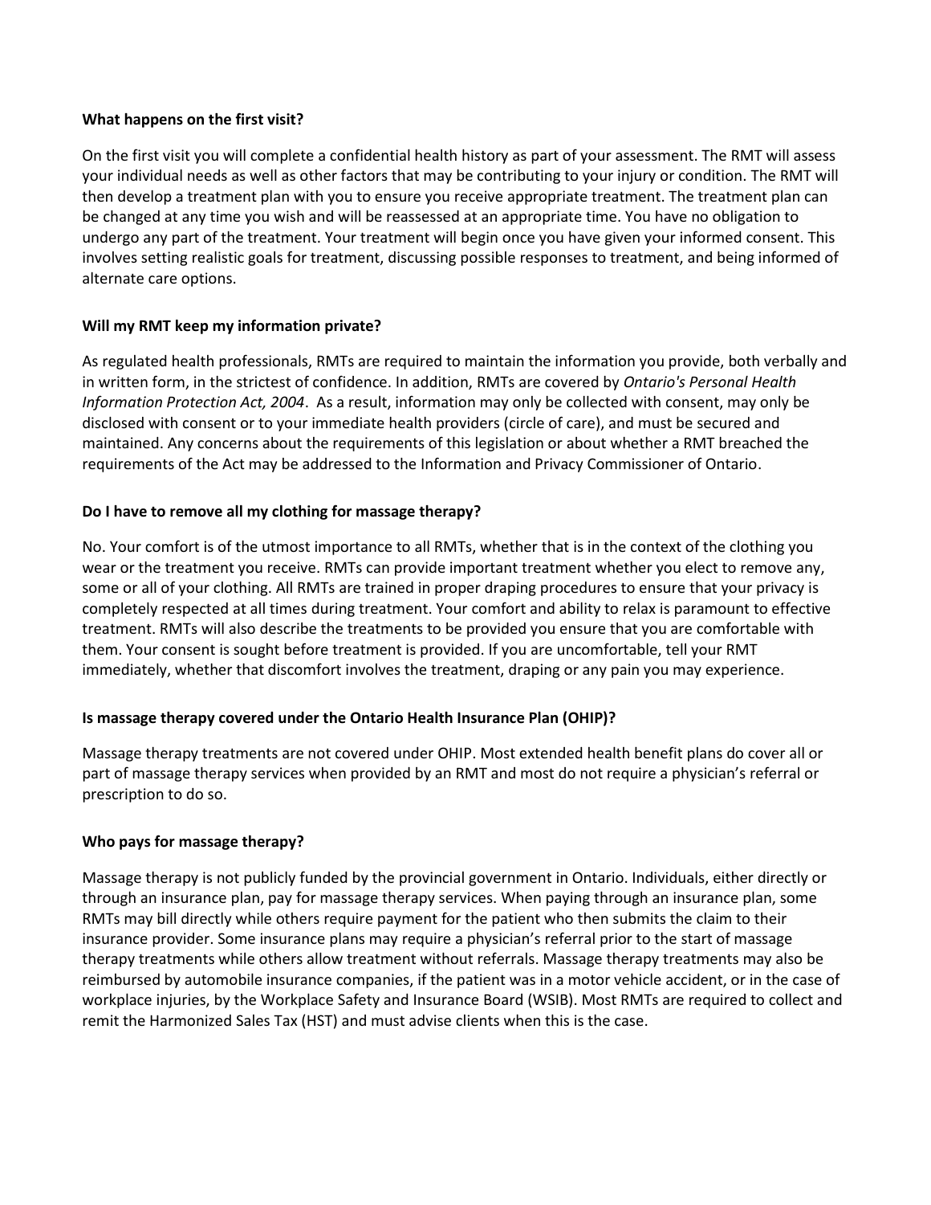**What happens on the first visit?**

On the first visit you will complete a confidential health history as part of your assessment. The RMT will assess your individual needs as well as other factors that may be contributing to your injury or condition. The RMT will then develop a treatment plan with you to ensure you receive appropriate treatment. The treatment plan can be changed at any time you wish and will be reassessed at an appropriate time. You have no obligation to undergo any part of the treatment. Your treatment will begin once you have given your informed consent. This involves setting realistic goals for treatment, discussing possible responses to treatment, and being informed of alternate care options.

**Will my RMT keep my information private?**

As regulated health professionals, RMTs are required to maintain the information you provide, both verbally and in written form, in the strictest of confidence. In addition, RMTs are covered by *Ontario's Personal Health Information Protection Act, 2004*. As a result, information may only be collected with consent, may only be disclosed with consent or to your immediate health providers (circle of care), and must be secured and maintained. Any concerns about the requirements of this legislation or about whether a RMT breached the requirements of the Act may be addressed to the Information and Privacy Commissioner of Ontario.

**Do I have to remove all my clothing for massage therapy?**

No. Your comfort is of the utmost importance to all RMTs, whether that is in the context of the clothing you wear or the treatment you receive. RMTs can provide important treatment whether you elect to remove any, some or all of your clothing. All RMTs are trained in proper draping procedures to ensure that your privacy is completely respected at all times during treatment. Your comfort and ability to relax is paramount to effective treatment. RMTs will also describe the treatments to be provided you ensure that you are comfortable with them. Your consent is sought before treatment is provided. If you are uncomfortable, tell your RMT immediately, whether that discomfort involves the treatment, draping or any pain you may experience.

**Is massage therapy covered under the Ontario Health Insurance Plan (OHIP)?**

Massage therapy treatments are not covered under OHIP. Most extended health benefit plans do cover all or part of massage therapy services when provided by an RMT and most do not require a physician's referral or prescription to do so.

**Who pays for massage therapy?**

Massage therapy is not publicly funded by the provincial government in Ontario. Individuals, either directly or through an insurance plan, pay for massage therapy services. When paying through an insurance plan, some RMTs may bill directly while others require payment for the patient who then submits the claim to their insurance provider. Some insurance plans may require a physician's referral prior to the start of massage therapy treatments while others allow treatment without referrals. Massage therapy treatments may also be reimbursed by automobile insurance companies, if the patient was in a motor vehicle accident, or in the case of workplace injuries, by the Workplace Safety and Insurance Board (WSIB). Most RMTs are required to collect and remit the Harmonized Sales Tax (HST) and must advise clients when this is the case.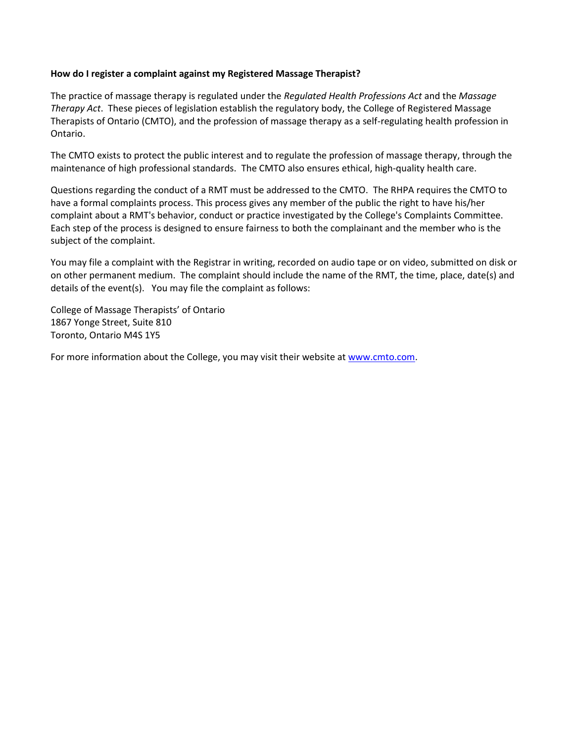**How do I register a complaint against my Registered Massage Therapist?**

The practice of massage therapy is regulated under the *Regulated Health Professions Act* and the *Massage Therapy Act*. These pieces of legislation establish the regulatory body, the College of Registered Massage Therapists of Ontario (CMTO), and the profession of massage therapy as a self-regulating health profession in Ontario.

The CMTO exists to protect the public interest and to regulate the profession of massage therapy, through the maintenance of high professional standards. The CMTO also ensures ethical, high-quality health care.

Questions regarding the conduct of a RMT must be addressed to the CMTO. The RHPA requires the CMTO to have a formal complaints process. This process gives any member of the public the right to have his/her complaint about a RMT's behavior, conduct or practice investigated by the College's Complaints Committee. Each step of the process is designed to ensure fairness to both the complainant and the member who is the subject of the complaint.

You may file a complaint with the Registrar in writing, recorded on audio tape or on video, submitted on disk or on other permanent medium. The complaint should include the name of the RMT, the time, place, date(s) and details of the event(s). You may file the complaint as follows:

College of Massage Therapists' of Ontario
1867 Yonge Street, Suite 810
Toronto, Ontario M4S 1Y5

For more information about the College, you may visit their website at [www.cmto.com](http://www.cmto.com).